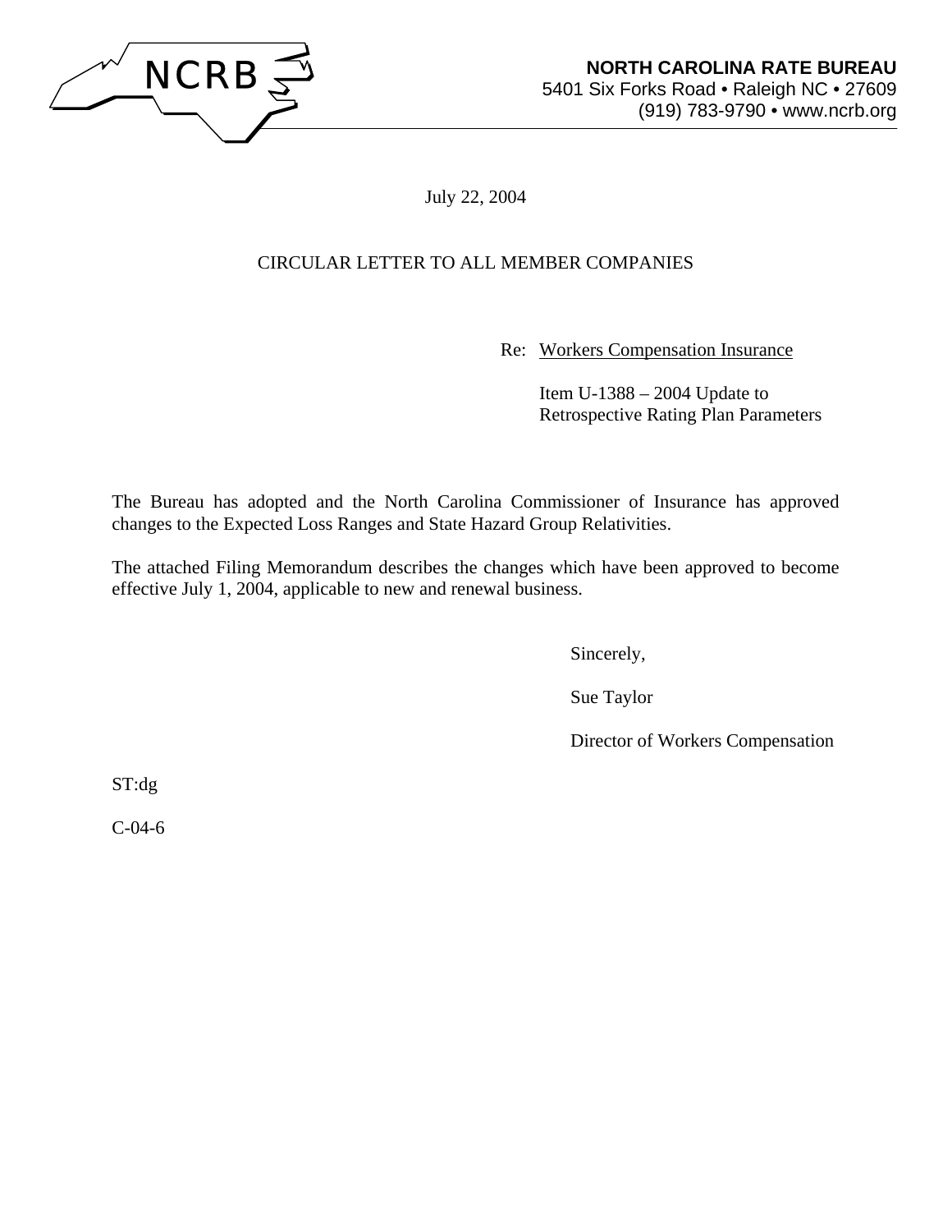NCRB

**NORTH CAROLINA RATE BUREAU**
5401 Six Forks Road • Raleigh NC • 27609
(919) 783-9790 • www.ncrb.org

July 22, 2004

CIRCULAR LETTER TO ALL MEMBER COMPANIES

Re: Workers Compensation Insurance

Item U-1388 – 2004 Update to Retrospective Rating Plan Parameters

The Bureau has adopted and the North Carolina Commissioner of Insurance has approved changes to the Expected Loss Ranges and State Hazard Group Relativities.

The attached Filing Memorandum describes the changes which have been approved to become effective July 1, 2004, applicable to new and renewal business.

Sincerely,

Sue Taylor

Director of Workers Compensation

ST:dg

C-04-6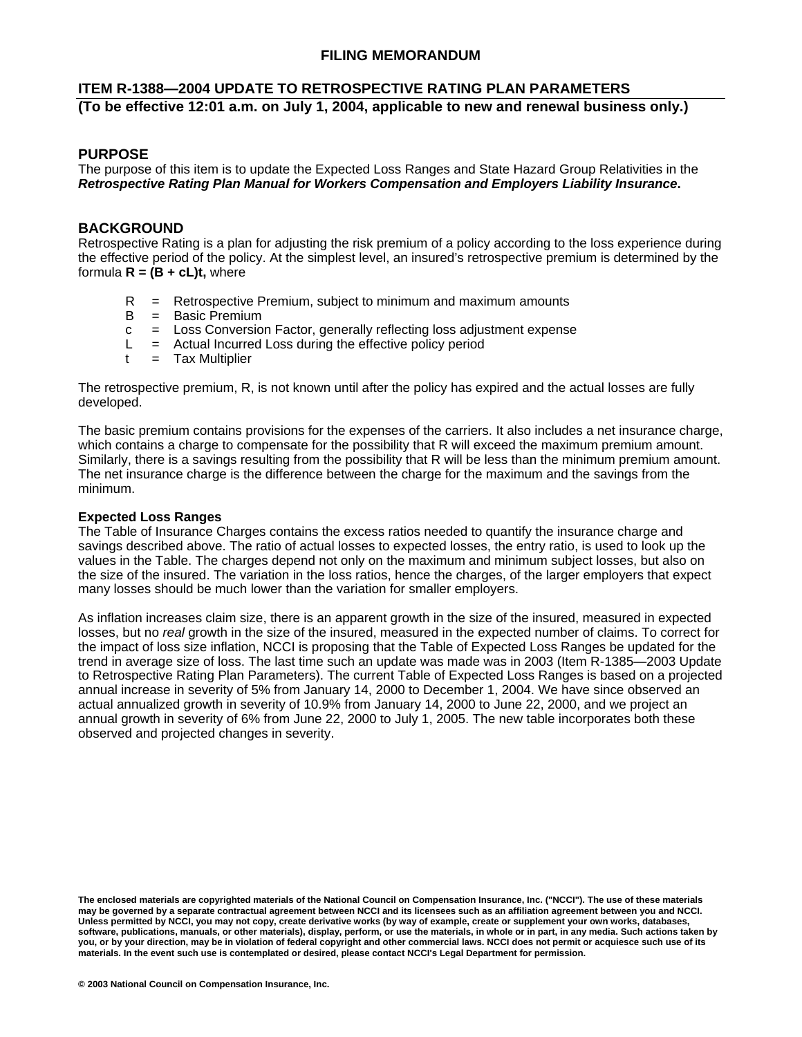# FILING MEMORANDUM

## ITEM R-1388—2004 UPDATE TO RETROSPECTIVE RATING PLAN PARAMETERS

**(To be effective 12:01 a.m. on July 1, 2004, applicable to new and renewal business only.)**

## PURPOSE

The purpose of this item is to update the Expected Loss Ranges and State Hazard Group Relativities in the ***Retrospective Rating Plan Manual for Workers Compensation and Employers Liability Insurance*.**

## BACKGROUND

Retrospective Rating is a plan for adjusting the risk premium of a policy according to the loss experience during the effective period of the policy. At the simplest level, an insured's retrospective premium is determined by the formula **$R = (B + cL)t$,** where

- R = Retrospective Premium, subject to minimum and maximum amounts
- B = Basic Premium
- c = Loss Conversion Factor, generally reflecting loss adjustment expense
- L = Actual Incurred Loss during the effective policy period
- t = Tax Multiplier

The retrospective premium, R, is not known until after the policy has expired and the actual losses are fully developed.

The basic premium contains provisions for the expenses of the carriers. It also includes a net insurance charge, which contains a charge to compensate for the possibility that R will exceed the maximum premium amount. Similarly, there is a savings resulting from the possibility that R will be less than the minimum premium amount. The net insurance charge is the difference between the charge for the maximum and the savings from the minimum.

### Expected Loss Ranges

The Table of Insurance Charges contains the excess ratios needed to quantify the insurance charge and savings described above. The ratio of actual losses to expected losses, the entry ratio, is used to look up the values in the Table. The charges depend not only on the maximum and minimum subject losses, but also on the size of the insured. The variation in the loss ratios, hence the charges, of the larger employers that expect many losses should be much lower than the variation for smaller employers.

As inflation increases claim size, there is an apparent growth in the size of the insured, measured in expected losses, but no *real* growth in the size of the insured, measured in the expected number of claims. To correct for the impact of loss size inflation, NCCI is proposing that the Table of Expected Loss Ranges be updated for the trend in average size of loss. The last time such an update was made was in 2003 (Item R-1385—2003 Update to Retrospective Rating Plan Parameters). The current Table of Expected Loss Ranges is based on a projected annual increase in severity of 5% from January 14, 2000 to December 1, 2004. We have since observed an actual annualized growth in severity of 10.9% from January 14, 2000 to June 22, 2000, and we project an annual growth in severity of 6% from June 22, 2000 to July 1, 2005. The new table incorporates both these observed and projected changes in severity.

**The enclosed materials are copyrighted materials of the National Council on Compensation Insurance, Inc. ("NCCI"). The use of these materials may be governed by a separate contractual agreement between NCCI and its licensees such as an affiliation agreement between you and NCCI. Unless permitted by NCCI, you may not copy, create derivative works (by way of example, create or supplement your own works, databases, software, publications, manuals, or other materials), display, perform, or use the materials, in whole or in part, in any media. Such actions taken by you, or by your direction, may be in violation of federal copyright and other commercial laws. NCCI does not permit or acquiesce such use of its materials. In the event such use is contemplated or desired, please contact NCCI's Legal Department for permission.**

**© 2003 National Council on Compensation Insurance, Inc.**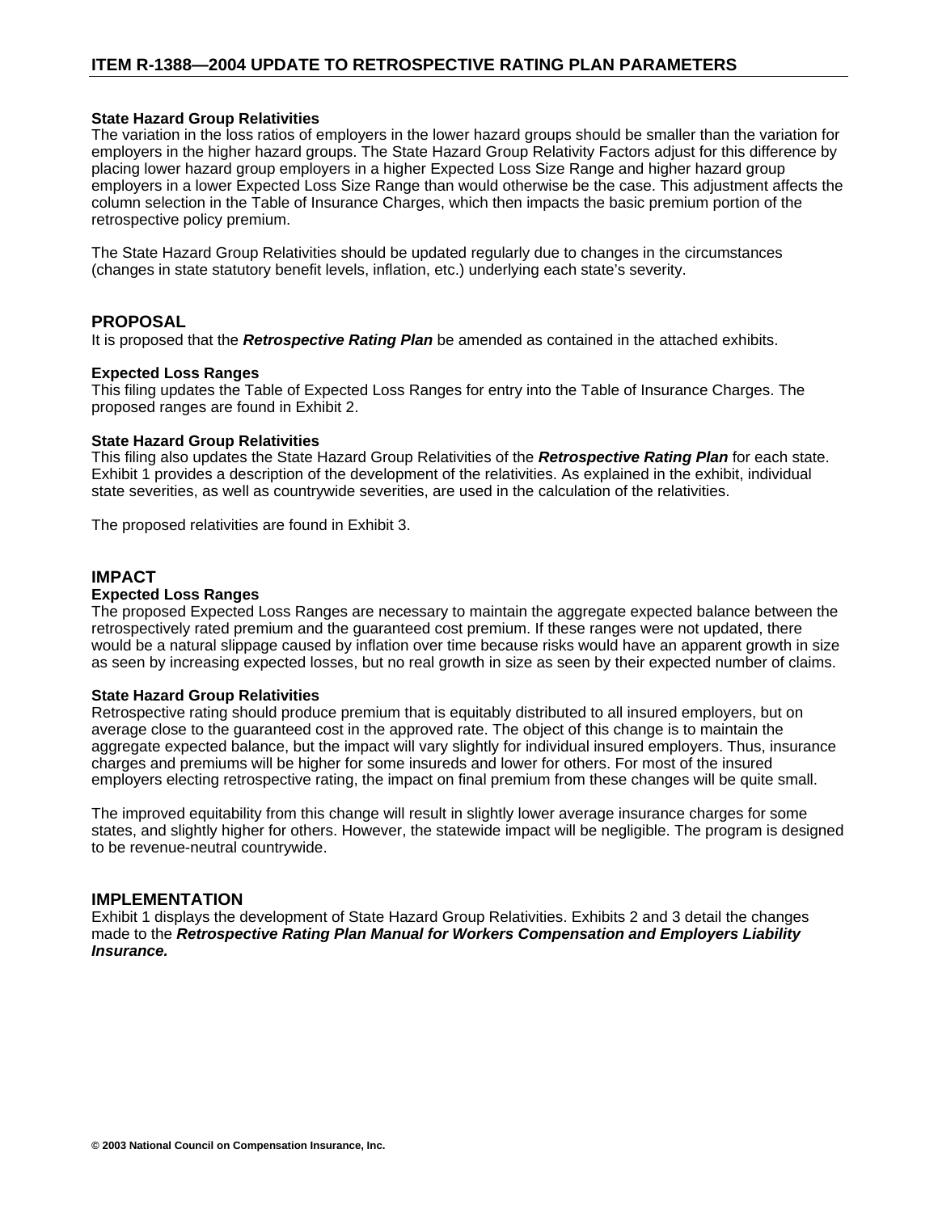#### State Hazard Group Relativities

The variation in the loss ratios of employers in the lower hazard groups should be smaller than the variation for employers in the higher hazard groups. The State Hazard Group Relativity Factors adjust for this difference by placing lower hazard group employers in a higher Expected Loss Size Range and higher hazard group employers in a lower Expected Loss Size Range than would otherwise be the case. This adjustment affects the column selection in the Table of Insurance Charges, which then impacts the basic premium portion of the retrospective policy premium.

The State Hazard Group Relativities should be updated regularly due to changes in the circumstances (changes in state statutory benefit levels, inflation, etc.) underlying each state's severity.

## PROPOSAL

It is proposed that the ***Retrospective Rating Plan*** be amended as contained in the attached exhibits.

#### Expected Loss Ranges

This filing updates the Table of Expected Loss Ranges for entry into the Table of Insurance Charges. The proposed ranges are found in Exhibit 2.

#### State Hazard Group Relativities

This filing also updates the State Hazard Group Relativities of the ***Retrospective Rating Plan*** for each state. Exhibit 1 provides a description of the development of the relativities. As explained in the exhibit, individual state severities, as well as countrywide severities, are used in the calculation of the relativities.

The proposed relativities are found in Exhibit 3.

## IMPACT

#### Expected Loss Ranges

The proposed Expected Loss Ranges are necessary to maintain the aggregate expected balance between the retrospectively rated premium and the guaranteed cost premium. If these ranges were not updated, there would be a natural slippage caused by inflation over time because risks would have an apparent growth in size as seen by increasing expected losses, but no real growth in size as seen by their expected number of claims.

#### State Hazard Group Relativities

Retrospective rating should produce premium that is equitably distributed to all insured employers, but on average close to the guaranteed cost in the approved rate. The object of this change is to maintain the aggregate expected balance, but the impact will vary slightly for individual insured employers. Thus, insurance charges and premiums will be higher for some insureds and lower for others. For most of the insured employers electing retrospective rating, the impact on final premium from these changes will be quite small.

The improved equitability from this change will result in slightly lower average insurance charges for some states, and slightly higher for others. However, the statewide impact will be negligible. The program is designed to be revenue-neutral countrywide.

## IMPLEMENTATION

Exhibit 1 displays the development of State Hazard Group Relativities. Exhibits 2 and 3 detail the changes made to the ***Retrospective Rating Plan Manual for Workers Compensation and Employers Liability Insurance.***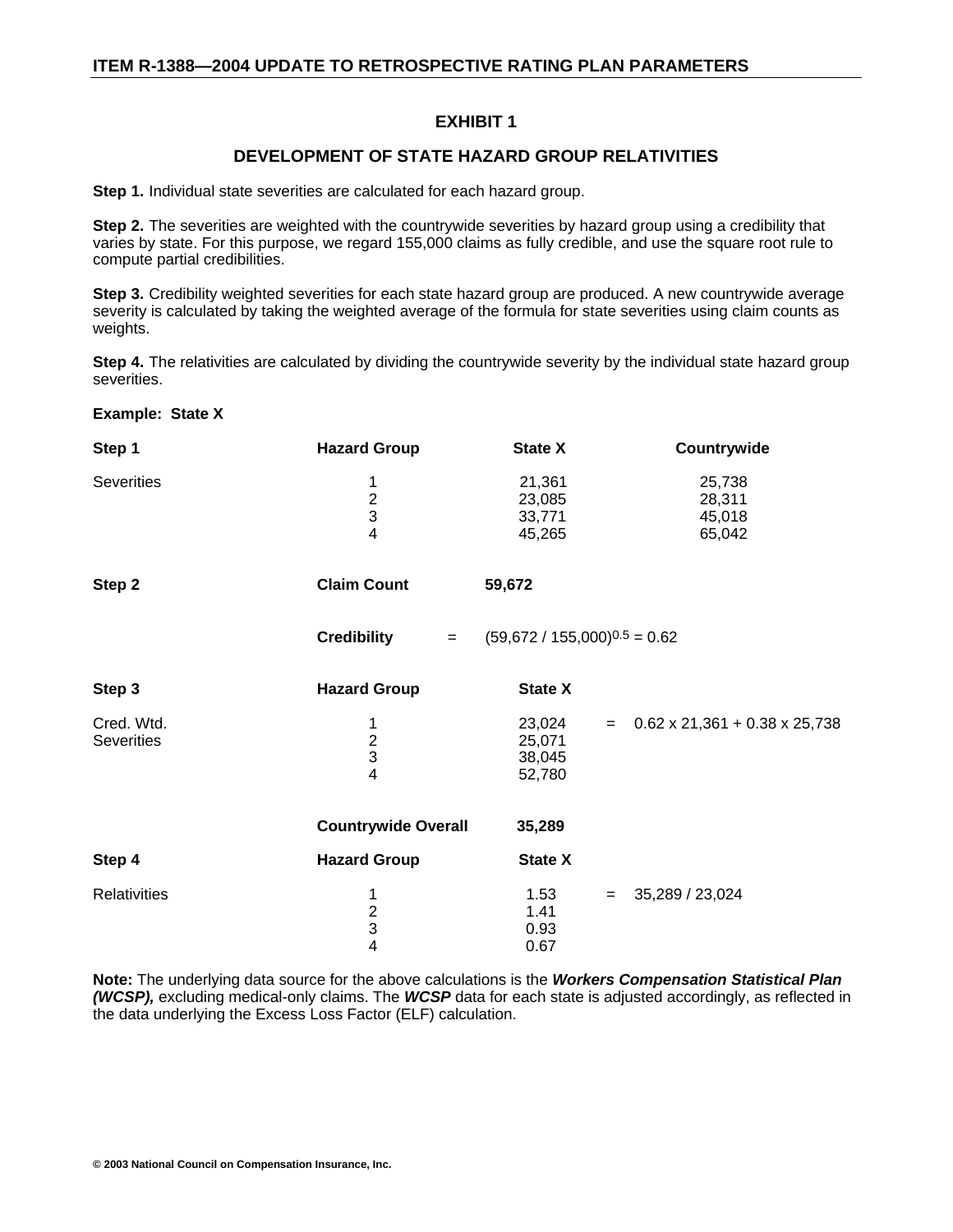# ITEM R-1388—2004 UPDATE TO RETROSPECTIVE RATING PLAN PARAMETERS

## EXHIBIT 1

### DEVELOPMENT OF STATE HAZARD GROUP RELATIVITIES

**Step 1.** Individual state severities are calculated for each hazard group.

**Step 2.** The severities are weighted with the countrywide severities by hazard group using a credibility that varies by state. For this purpose, we regard 155,000 claims as fully credible, and use the square root rule to compute partial credibilities.

**Step 3.** Credibility weighted severities for each state hazard group are produced. A new countrywide average severity is calculated by taking the weighted average of the formula for state severities using claim counts as weights.

**Step 4.** The relativities are calculated by dividing the countrywide severity by the individual state hazard group severities.

**Example: State X**

| **Step 1** | **Hazard Group** | **State X** | **Countrywide** |
|---|---|---|---|
| Severities | 1 | 21,361 | 25,738 |
| | 2 | 23,085 | 28,311 |
| | 3 | 33,771 | 45,018 |
| | 4 | 45,265 | 65,042 |

**Step 2** — **Claim Count** **59,672**

**Credibility** = $(59{,}672 / 155{,}000)^{0.5} = 0.62$

| **Step 3** | **Hazard Group** | **State X** | |
|---|---|---|---|
| Cred. Wtd. Severities | 1 | 23,024 | = 0.62 x 21,361 + 0.38 x 25,738 |
| | 2 | 25,071 | |
| | 3 | 38,045 | |
| | 4 | 52,780 | |
| | **Countrywide Overall** | **35,289** | |

| **Step 4** | **Hazard Group** | **State X** | |
|---|---|---|---|
| Relativities | 1 | 1.53 | = 35,289 / 23,024 |
| | 2 | 1.41 | |
| | 3 | 0.93 | |
| | 4 | 0.67 | |

**Note:** The underlying data source for the above calculations is the ***Workers Compensation Statistical Plan (WCSP),*** excluding medical-only claims. The ***WCSP*** data for each state is adjusted accordingly, as reflected in the data underlying the Excess Loss Factor (ELF) calculation.

© 2003 National Council on Compensation Insurance, Inc.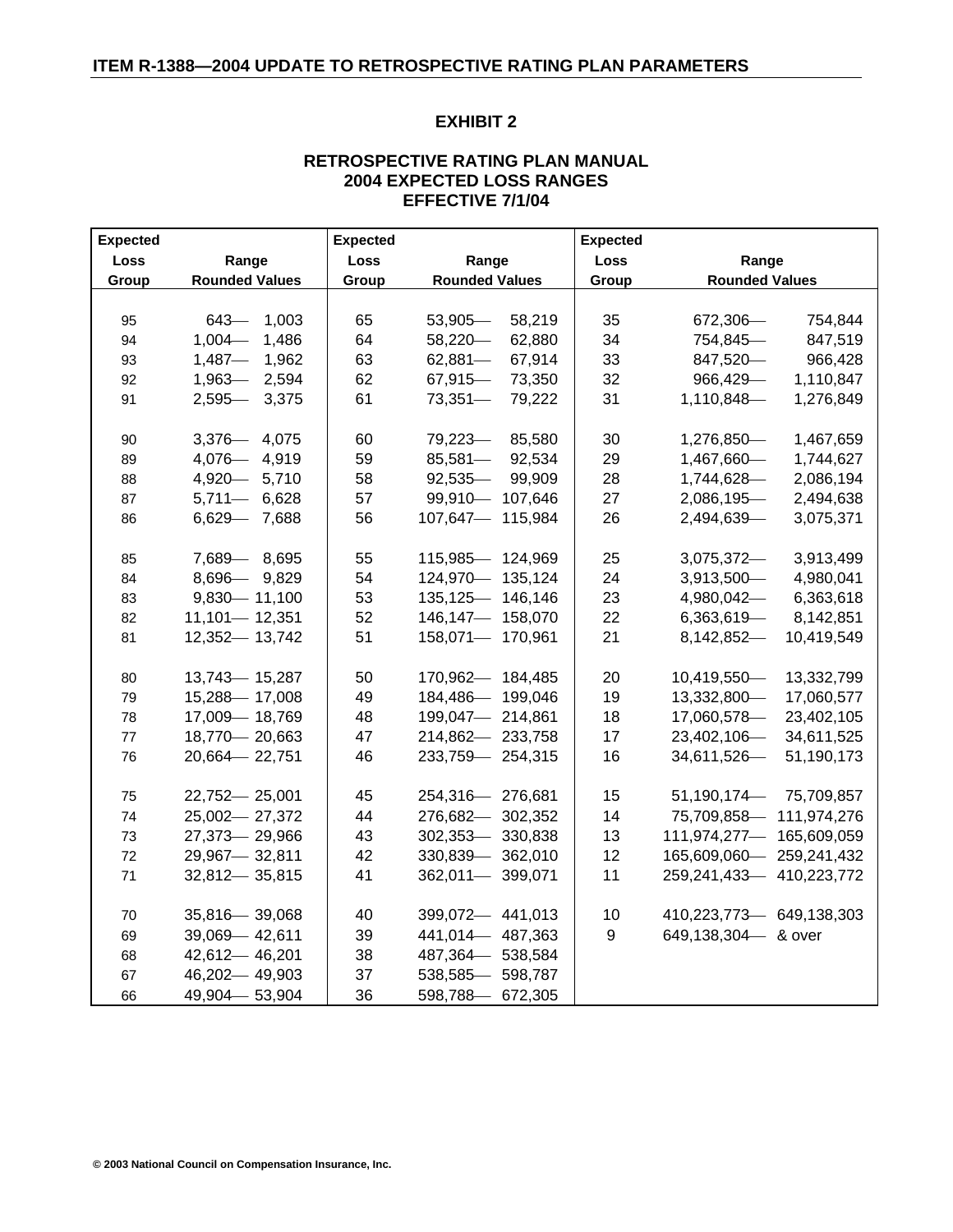## EXHIBIT 2

### RETROSPECTIVE RATING PLAN MANUAL
### 2004 EXPECTED LOSS RANGES
### EFFECTIVE 7/1/04

| Expected Loss Group | Range Rounded Values | Expected Loss Group | Range Rounded Values | Expected Loss Group | Range Rounded Values |
|---|---|---|---|---|---|
| 95 | 643— 1,003 | 65 | 53,905— 58,219 | 35 | 672,306— 754,844 |
| 94 | 1,004— 1,486 | 64 | 58,220— 62,880 | 34 | 754,845— 847,519 |
| 93 | 1,487— 1,962 | 63 | 62,881— 67,914 | 33 | 847,520— 966,428 |
| 92 | 1,963— 2,594 | 62 | 67,915— 73,350 | 32 | 966,429— 1,110,847 |
| 91 | 2,595— 3,375 | 61 | 73,351— 79,222 | 31 | 1,110,848— 1,276,849 |
| 90 | 3,376— 4,075 | 60 | 79,223— 85,580 | 30 | 1,276,850— 1,467,659 |
| 89 | 4,076— 4,919 | 59 | 85,581— 92,534 | 29 | 1,467,660— 1,744,627 |
| 88 | 4,920— 5,710 | 58 | 92,535— 99,909 | 28 | 1,744,628— 2,086,194 |
| 87 | 5,711— 6,628 | 57 | 99,910— 107,646 | 27 | 2,086,195— 2,494,638 |
| 86 | 6,629— 7,688 | 56 | 107,647— 115,984 | 26 | 2,494,639— 3,075,371 |
| 85 | 7,689— 8,695 | 55 | 115,985— 124,969 | 25 | 3,075,372— 3,913,499 |
| 84 | 8,696— 9,829 | 54 | 124,970— 135,124 | 24 | 3,913,500— 4,980,041 |
| 83 | 9,830— 11,100 | 53 | 135,125— 146,146 | 23 | 4,980,042— 6,363,618 |
| 82 | 11,101— 12,351 | 52 | 146,147— 158,070 | 22 | 6,363,619— 8,142,851 |
| 81 | 12,352— 13,742 | 51 | 158,071— 170,961 | 21 | 8,142,852— 10,419,549 |
| 80 | 13,743— 15,287 | 50 | 170,962— 184,485 | 20 | 10,419,550— 13,332,799 |
| 79 | 15,288— 17,008 | 49 | 184,486— 199,046 | 19 | 13,332,800— 17,060,577 |
| 78 | 17,009— 18,769 | 48 | 199,047— 214,861 | 18 | 17,060,578— 23,402,105 |
| 77 | 18,770— 20,663 | 47 | 214,862— 233,758 | 17 | 23,402,106— 34,611,525 |
| 76 | 20,664— 22,751 | 46 | 233,759— 254,315 | 16 | 34,611,526— 51,190,173 |
| 75 | 22,752— 25,001 | 45 | 254,316— 276,681 | 15 | 51,190,174— 75,709,857 |
| 74 | 25,002— 27,372 | 44 | 276,682— 302,352 | 14 | 75,709,858— 111,974,276 |
| 73 | 27,373— 29,966 | 43 | 302,353— 330,838 | 13 | 111,974,277— 165,609,059 |
| 72 | 29,967— 32,811 | 42 | 330,839— 362,010 | 12 | 165,609,060— 259,241,432 |
| 71 | 32,812— 35,815 | 41 | 362,011— 399,071 | 11 | 259,241,433— 410,223,772 |
| 70 | 35,816— 39,068 | 40 | 399,072— 441,013 | 10 | 410,223,773— 649,138,303 |
| 69 | 39,069— 42,611 | 39 | 441,014— 487,363 | 9 | 649,138,304— & over |
| 68 | 42,612— 46,201 | 38 | 487,364— 538,584 | | |
| 67 | 46,202— 49,903 | 37 | 538,585— 598,787 | | |
| 66 | 49,904— 53,904 | 36 | 598,788— 672,305 | | |

© 2003 National Council on Compensation Insurance, Inc.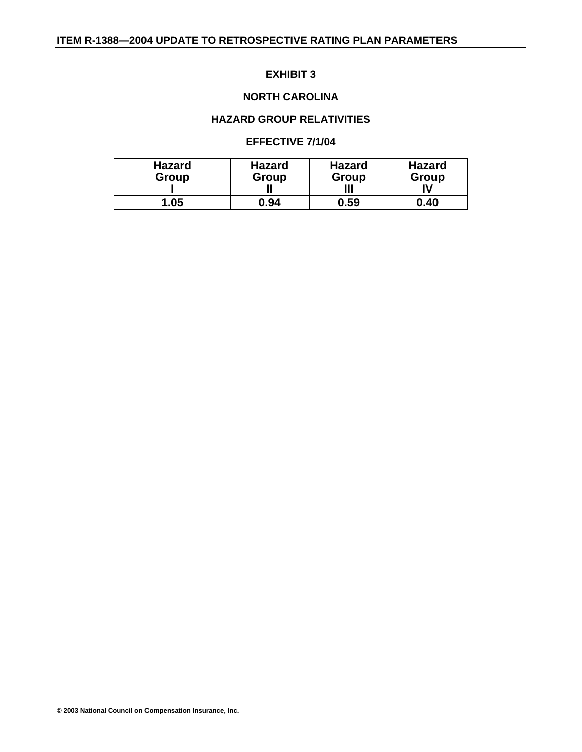## EXHIBIT 3

## NORTH CAROLINA

## HAZARD GROUP RELATIVITIES

## EFFECTIVE 7/1/04

| Hazard Group I | Hazard Group II | Hazard Group III | Hazard Group IV |
|---|---|---|---|
| 1.05 | 0.94 | 0.59 | 0.40 |

© 2003 National Council on Compensation Insurance, Inc.